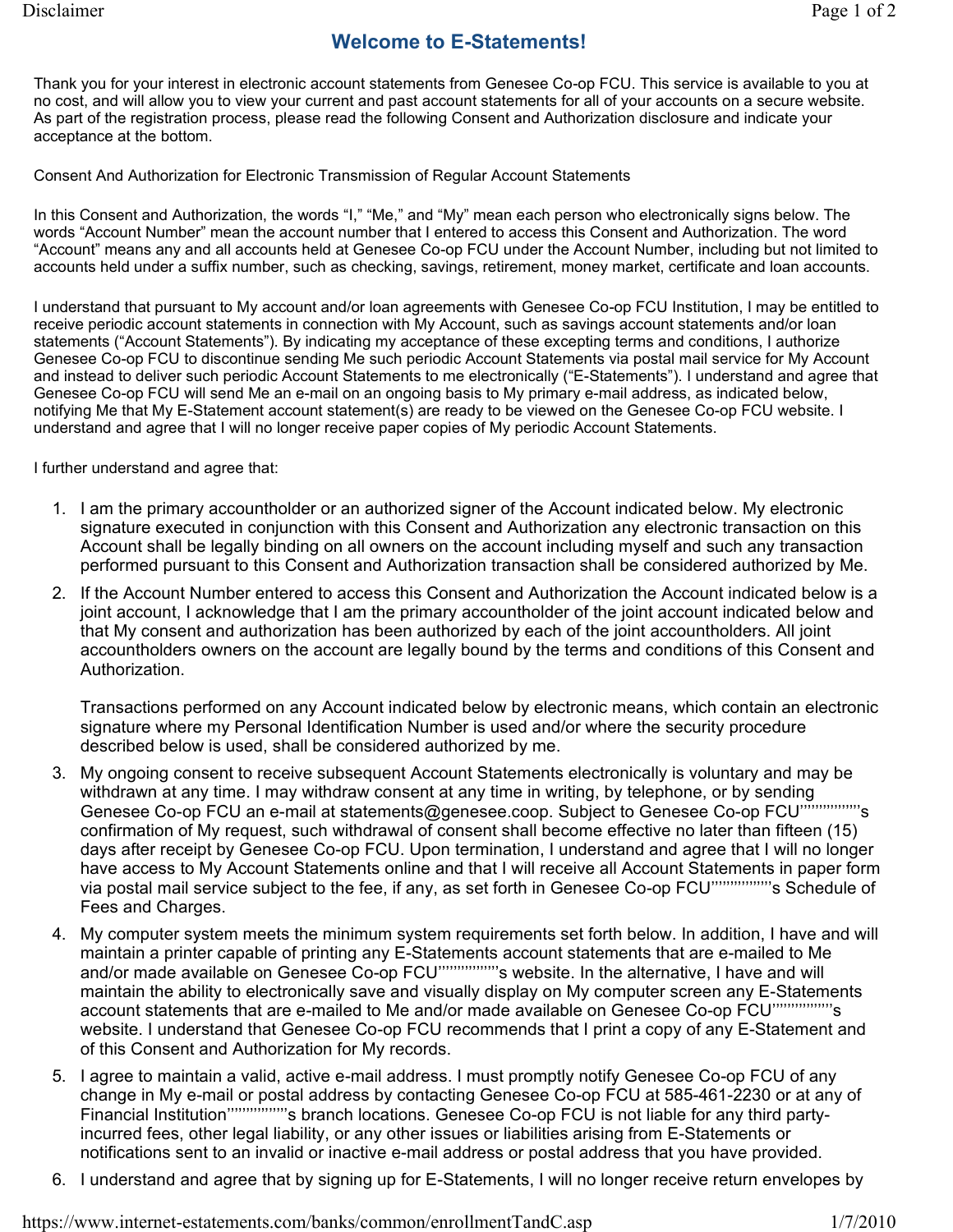# Welcome to E-Statements!

Thank you for your interest in electronic account statements from Genesee Co-op FCU. This service is available to you at no cost, and will allow you to view your current and past account statements for all of your accounts on a secure website. As part of the registration process, please read the following Consent and Authorization disclosure and indicate your acceptance at the bottom.

Consent And Authorization for Electronic Transmission of Regular Account Statements

In this Consent and Authorization, the words "I," "Me," and "My" mean each person who electronically signs below. The words "Account Number" mean the account number that I entered to access this Consent and Authorization. The word "Account" means any and all accounts held at Genesee Co-op FCU under the Account Number, including but not limited to accounts held under a suffix number, such as checking, savings, retirement, money market, certificate and loan accounts.

I understand that pursuant to My account and/or loan agreements with Genesee Co-op FCU Institution, I may be entitled to receive periodic account statements in connection with My Account, such as savings account statements and/or loan statements ("Account Statements"). By indicating my acceptance of these excepting terms and conditions, I authorize Genesee Co-op FCU to discontinue sending Me such periodic Account Statements via postal mail service for My Account and instead to deliver such periodic Account Statements to me electronically ("E-Statements"). I understand and agree that Genesee Co-op FCU will send Me an e-mail on an ongoing basis to My primary e-mail address, as indicated below, notifying Me that My E-Statement account statement(s) are ready to be viewed on the Genesee Co-op FCU website. I understand and agree that I will no longer receive paper copies of My periodic Account Statements.

I further understand and agree that:

1. I am the primary accountholder or an authorized signer of the Account indicated below. My electronic signature executed in conjunction with this Consent and Authorization any electronic transaction on this Account shall be legally binding on all owners on the account including myself and such any transaction performed pursuant to this Consent and Authorization transaction shall be considered authorized by Me.
2. If the Account Number entered to access this Consent and Authorization the Account indicated below is a joint account, I acknowledge that I am the primary accountholder of the joint account indicated below and that My consent and authorization has been authorized by each of the joint accountholders. All joint accountholders owners on the account are legally bound by the terms and conditions of this Consent and Authorization.

   Transactions performed on any Account indicated below by electronic means, which contain an electronic signature where my Personal Identification Number is used and/or where the security procedure described below is used, shall be considered authorized by me.
3. My ongoing consent to receive subsequent Account Statements electronically is voluntary and may be withdrawn at any time. I may withdraw consent at any time in writing, by telephone, or by sending Genesee Co-op FCU an e-mail at statements@genesee.coop. Subject to Genesee Co-op FCU""""""""'s confirmation of My request, such withdrawal of consent shall become effective no later than fifteen (15) days after receipt by Genesee Co-op FCU. Upon termination, I understand and agree that I will no longer have access to My Account Statements online and that I will receive all Account Statements in paper form via postal mail service subject to the fee, if any, as set forth in Genesee Co-op FCU""""""""'s Schedule of Fees and Charges.
4. My computer system meets the minimum system requirements set forth below. In addition, I have and will maintain a printer capable of printing any E-Statements account statements that are e-mailed to Me and/or made available on Genesee Co-op FCU""""""""'s website. In the alternative, I have and will maintain the ability to electronically save and visually display on My computer screen any E-Statements account statements that are e-mailed to Me and/or made available on Genesee Co-op FCU""""""""'s website. I understand that Genesee Co-op FCU recommends that I print a copy of any E-Statement and of this Consent and Authorization for My records.
5. I agree to maintain a valid, active e-mail address. I must promptly notify Genesee Co-op FCU of any change in My e-mail or postal address by contacting Genesee Co-op FCU at 585-461-2230 or at any of Financial Institution""""""""'s branch locations. Genesee Co-op FCU is not liable for any third party-incurred fees, other legal liability, or any other issues or liabilities arising from E-Statements or notifications sent to an invalid or inactive e-mail address or postal address that you have provided.
6. I understand and agree that by signing up for E-Statements, I will no longer receive return envelopes by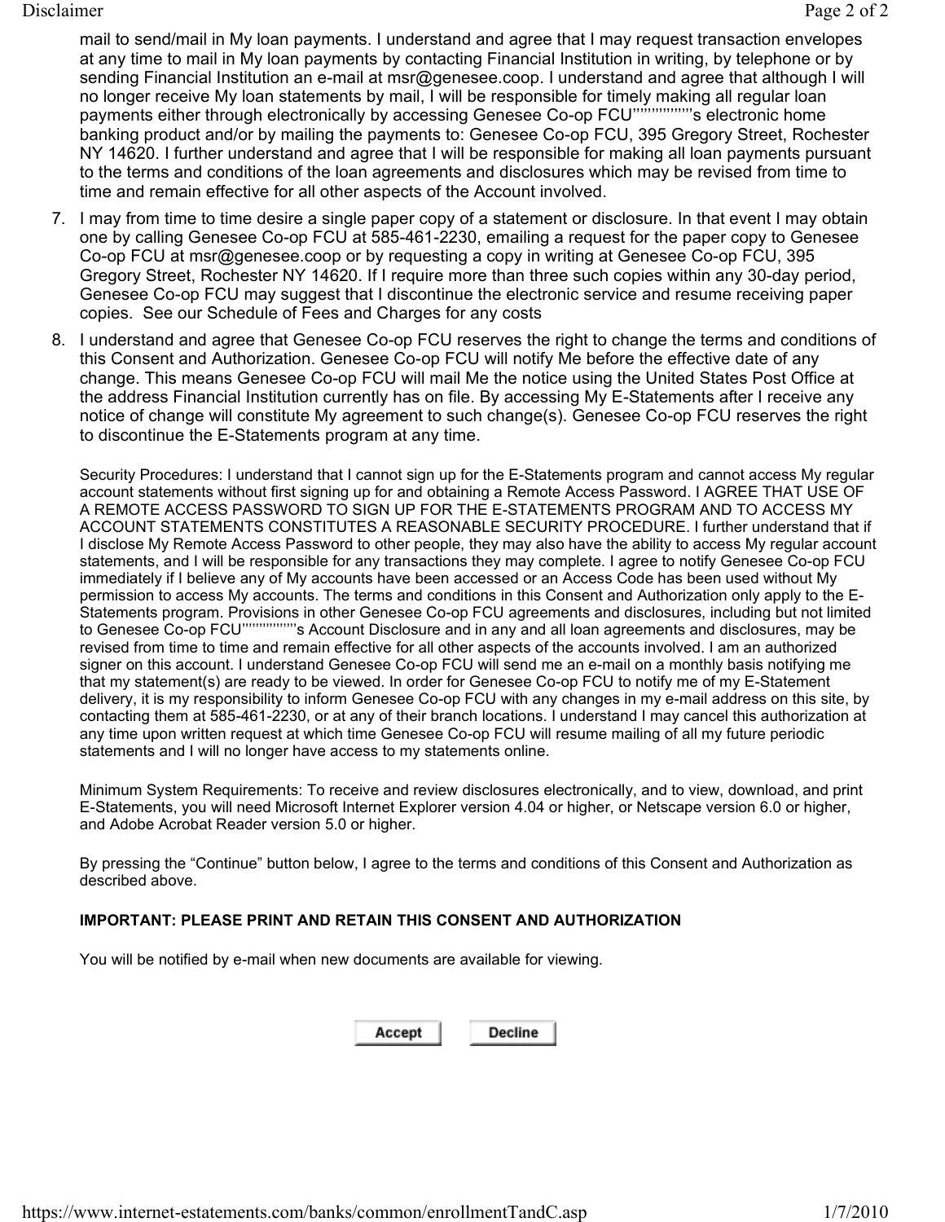mail to send/mail in My loan payments. I understand and agree that I may request transaction envelopes at any time to mail in My loan payments by contacting Financial Institution in writing, by telephone or by sending Financial Institution an e-mail at msr@genesee.coop. I understand and agree that although I will no longer receive My loan statements by mail, I will be responsible for timely making all regular loan payments either through electronically by accessing Genesee Co-op FCU''''''''''''''''s electronic home banking product and/or by mailing the payments to: Genesee Co-op FCU, 395 Gregory Street, Rochester NY 14620. I further understand and agree that I will be responsible for making all loan payments pursuant to the terms and conditions of the loan agreements and disclosures which may be revised from time to time and remain effective for all other aspects of the Account involved.

7. I may from time to time desire a single paper copy of a statement or disclosure. In that event I may obtain one by calling Genesee Co-op FCU at 585-461-2230, emailing a request for the paper copy to Genesee Co-op FCU at msr@genesee.coop or by requesting a copy in writing at Genesee Co-op FCU, 395 Gregory Street, Rochester NY 14620. If I require more than three such copies within any 30-day period, Genesee Co-op FCU may suggest that I discontinue the electronic service and resume receiving paper copies. See our Schedule of Fees and Charges for any costs
8. I understand and agree that Genesee Co-op FCU reserves the right to change the terms and conditions of this Consent and Authorization. Genesee Co-op FCU will notify Me before the effective date of any change. This means Genesee Co-op FCU will mail Me the notice using the United States Post Office at the address Financial Institution currently has on file. By accessing My E-Statements after I receive any notice of change will constitute My agreement to such change(s). Genesee Co-op FCU reserves the right to discontinue the E-Statements program at any time.

Security Procedures: I understand that I cannot sign up for the E-Statements program and cannot access My regular account statements without first signing up for and obtaining a Remote Access Password. I AGREE THAT USE OF A REMOTE ACCESS PASSWORD TO SIGN UP FOR THE E-STATEMENTS PROGRAM AND TO ACCESS MY ACCOUNT STATEMENTS CONSTITUTES A REASONABLE SECURITY PROCEDURE. I further understand that if I disclose My Remote Access Password to other people, they may also have the ability to access My regular account statements, and I will be responsible for any transactions they may complete. I agree to notify Genesee Co-op FCU immediately if I believe any of My accounts have been accessed or an Access Code has been used without My permission to access My accounts. The terms and conditions in this Consent and Authorization only apply to the E-Statements program. Provisions in other Genesee Co-op FCU agreements and disclosures, including but not limited to Genesee Co-op FCU''''''''''''''''s Account Disclosure and in any and all loan agreements and disclosures, may be revised from time to time and remain effective for all other aspects of the accounts involved. I am an authorized signer on this account. I understand Genesee Co-op FCU will send me an e-mail on a monthly basis notifying me that my statement(s) are ready to be viewed. In order for Genesee Co-op FCU to notify me of my E-Statement delivery, it is my responsibility to inform Genesee Co-op FCU with any changes in my e-mail address on this site, by contacting them at 585-461-2230, or at any of their branch locations. I understand I may cancel this authorization at any time upon written request at which time Genesee Co-op FCU will resume mailing of all my future periodic statements and I will no longer have access to my statements online.

Minimum System Requirements: To receive and review disclosures electronically, and to view, download, and print E-Statements, you will need Microsoft Internet Explorer version 4.04 or higher, or Netscape version 6.0 or higher, and Adobe Acrobat Reader version 5.0 or higher.

By pressing the “Continue” button below, I agree to the terms and conditions of this Consent and Authorization as described above.

**IMPORTANT: PLEASE PRINT AND RETAIN THIS CONSENT AND AUTHORIZATION**

You will be notified by e-mail when new documents are available for viewing.

Accept Decline